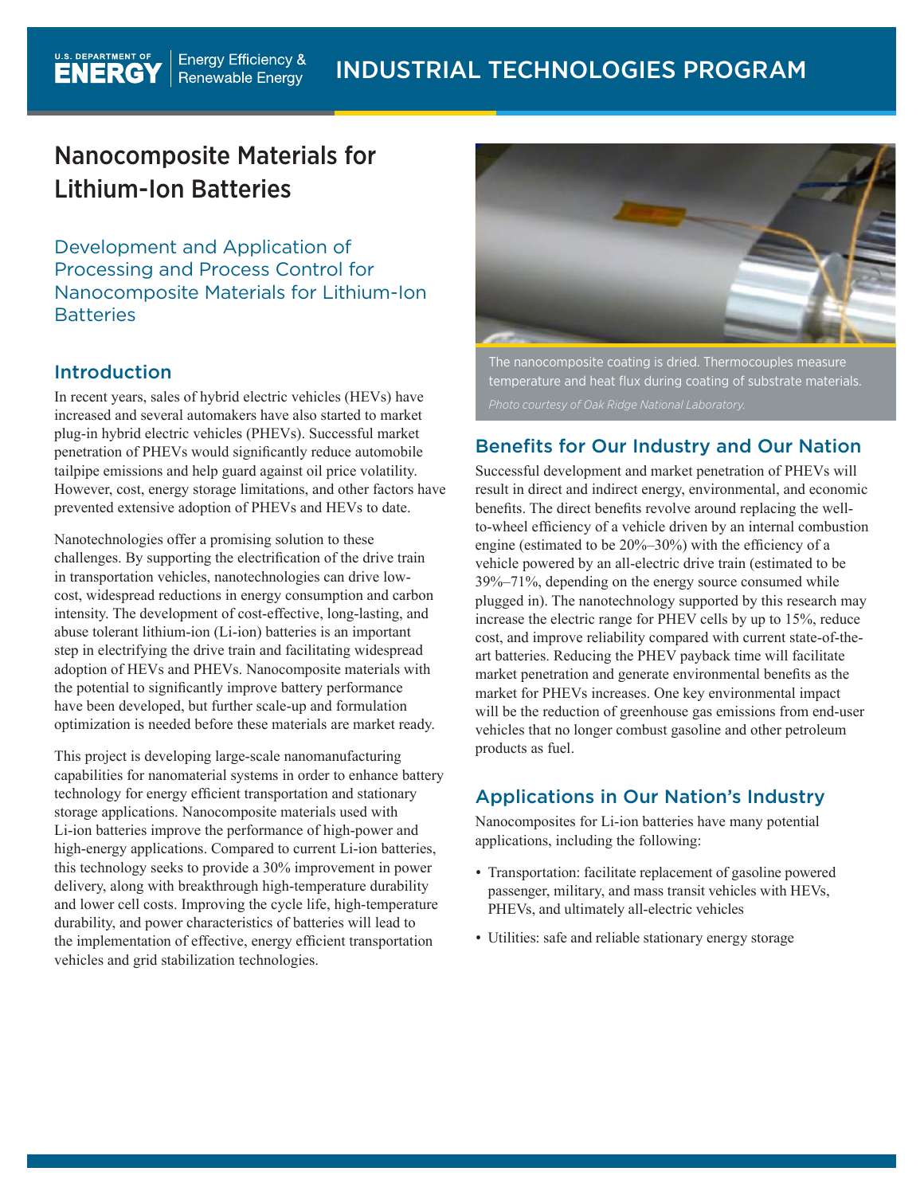# Nanocomposite Materials for Lithium-Ion Batteries

## Development and Application of Processing and Process Control for Nanocomposite Materials for Lithium-Ion Batteries

## Introduction

In recent years, sales of hybrid electric vehicles (HEVs) have increased and several automakers have also started to market plug-in hybrid electric vehicles (PHEVs). Successful market penetration of PHEVs would significantly reduce automobile tailpipe emissions and help guard against oil price volatility. However, cost, energy storage limitations, and other factors have prevented extensive adoption of PHEVs and HEVs to date.

Nanotechnologies offer a promising solution to these challenges. By supporting the electrification of the drive train in transportation vehicles, nanotechnologies can drive low-cost, widespread reductions in energy consumption and carbon intensity. The development of cost-effective, long-lasting, and abuse tolerant lithium-ion (Li-ion) batteries is an important step in electrifying the drive train and facilitating widespread adoption of HEVs and PHEVs. Nanocomposite materials with the potential to significantly improve battery performance have been developed, but further scale-up and formulation optimization is needed before these materials are market ready.

This project is developing large-scale nanomanufacturing capabilities for nanomaterial systems in order to enhance battery technology for energy efficient transportation and stationary storage applications. Nanocomposite materials used with Li-ion batteries improve the performance of high-power and high-energy applications. Compared to current Li-ion batteries, this technology seeks to provide a 30% improvement in power delivery, along with breakthrough high-temperature durability and lower cell costs. Improving the cycle life, high-temperature durability, and power characteristics of batteries will lead to the implementation of effective, energy efficient transportation vehicles and grid stabilization technologies.

The nanocomposite coating is dried. Thermocouples measure temperature and heat flux during coating of substrate materials.

*Photo courtesy of Oak Ridge National Laboratory.*

## Benefits for Our Industry and Our Nation

Successful development and market penetration of PHEVs will result in direct and indirect energy, environmental, and economic benefits. The direct benefits revolve around replacing the well-to-wheel efficiency of a vehicle driven by an internal combustion engine (estimated to be 20%–30%) with the efficiency of a vehicle powered by an all-electric drive train (estimated to be 39%–71%, depending on the energy source consumed while plugged in). The nanotechnology supported by this research may increase the electric range for PHEV cells by up to 15%, reduce cost, and improve reliability compared with current state-of-the-art batteries. Reducing the PHEV payback time will facilitate market penetration and generate environmental benefits as the market for PHEVs increases. One key environmental impact will be the reduction of greenhouse gas emissions from end-user vehicles that no longer combust gasoline and other petroleum products as fuel.

## Applications in Our Nation's Industry

Nanocomposites for Li-ion batteries have many potential applications, including the following:

- Transportation: facilitate replacement of gasoline powered passenger, military, and mass transit vehicles with HEVs, PHEVs, and ultimately all-electric vehicles
- Utilities: safe and reliable stationary energy storage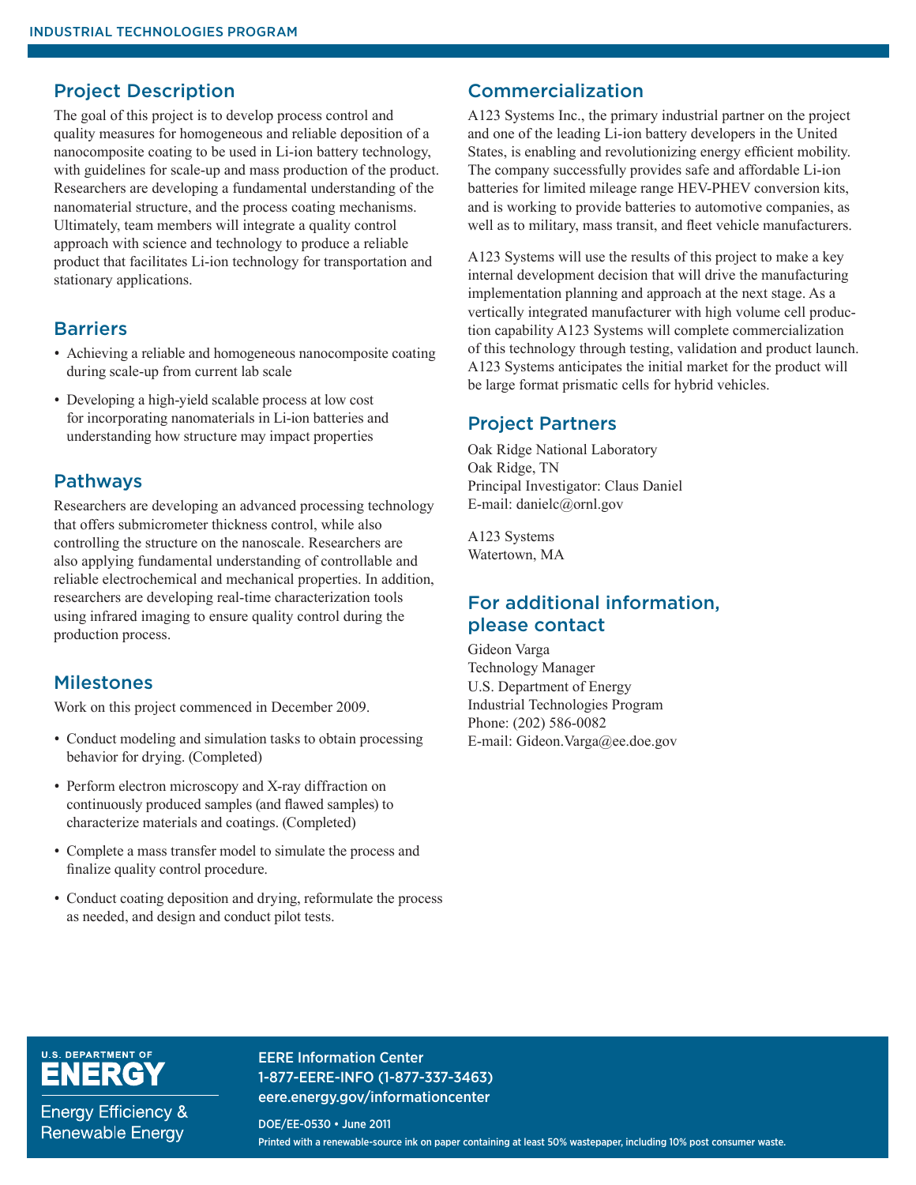## Project Description

The goal of this project is to develop process control and quality measures for homogeneous and reliable deposition of a nanocomposite coating to be used in Li-ion battery technology, with guidelines for scale-up and mass production of the product. Researchers are developing a fundamental understanding of the nanomaterial structure, and the process coating mechanisms. Ultimately, team members will integrate a quality control approach with science and technology to produce a reliable product that facilitates Li-ion technology for transportation and stationary applications.

## Barriers

- Achieving a reliable and homogeneous nanocomposite coating during scale-up from current lab scale
- Developing a high-yield scalable process at low cost for incorporating nanomaterials in Li-ion batteries and understanding how structure may impact properties

## Pathways

Researchers are developing an advanced processing technology that offers submicrometer thickness control, while also controlling the structure on the nanoscale. Researchers are also applying fundamental understanding of controllable and reliable electrochemical and mechanical properties. In addition, researchers are developing real-time characterization tools using infrared imaging to ensure quality control during the production process.

## Milestones

Work on this project commenced in December 2009.

- Conduct modeling and simulation tasks to obtain processing behavior for drying. (Completed)
- Perform electron microscopy and X-ray diffraction on continuously produced samples (and flawed samples) to characterize materials and coatings. (Completed)
- Complete a mass transfer model to simulate the process and finalize quality control procedure.
- Conduct coating deposition and drying, reformulate the process as needed, and design and conduct pilot tests.

## Commercialization

A123 Systems Inc., the primary industrial partner on the project and one of the leading Li-ion battery developers in the United States, is enabling and revolutionizing energy efficient mobility. The company successfully provides safe and affordable Li-ion batteries for limited mileage range HEV-PHEV conversion kits, and is working to provide batteries to automotive companies, as well as to military, mass transit, and fleet vehicle manufacturers.

A123 Systems will use the results of this project to make a key internal development decision that will drive the manufacturing implementation planning and approach at the next stage. As a vertically integrated manufacturer with high volume cell production capability A123 Systems will complete commercialization of this technology through testing, validation and product launch. A123 Systems anticipates the initial market for the product will be large format prismatic cells for hybrid vehicles.

## Project Partners

Oak Ridge National Laboratory
Oak Ridge, TN
Principal Investigator: Claus Daniel
E-mail: danielc@ornl.gov

A123 Systems
Watertown, MA

## For additional information, please contact

Gideon Varga
Technology Manager
U.S. Department of Energy
Industrial Technologies Program
Phone: (202) 586-0082
E-mail: Gideon.Varga@ee.doe.gov

U.S. DEPARTMENT OF ENERGY
Energy Efficiency & Renewable Energy

EERE Information Center
1-877-EERE-INFO (1-877-337-3463)
eere.energy.gov/informationcenter

DOE/EE-0530 • June 2011

Printed with a renewable-source ink on paper containing at least 50% wastepaper, including 10% post consumer waste.